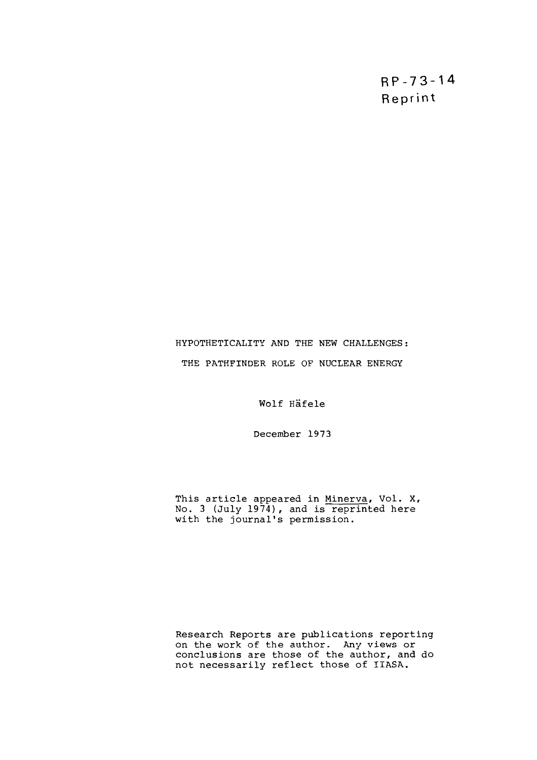RP-73-14
Reprint

# HYPOTHETICALITY AND THE NEW CHALLENGES:

## THE PATHFINDER ROLE OF NUCLEAR ENERGY

Wolf Häfele

December 1973

This article appeared in Minerva, Vol. X, No. 3 (July 1974), and is reprinted here with the journal's permission.

Research Reports are publications reporting on the work of the author. Any views or conclusions are those of the author, and do not necessarily reflect those of IIASA.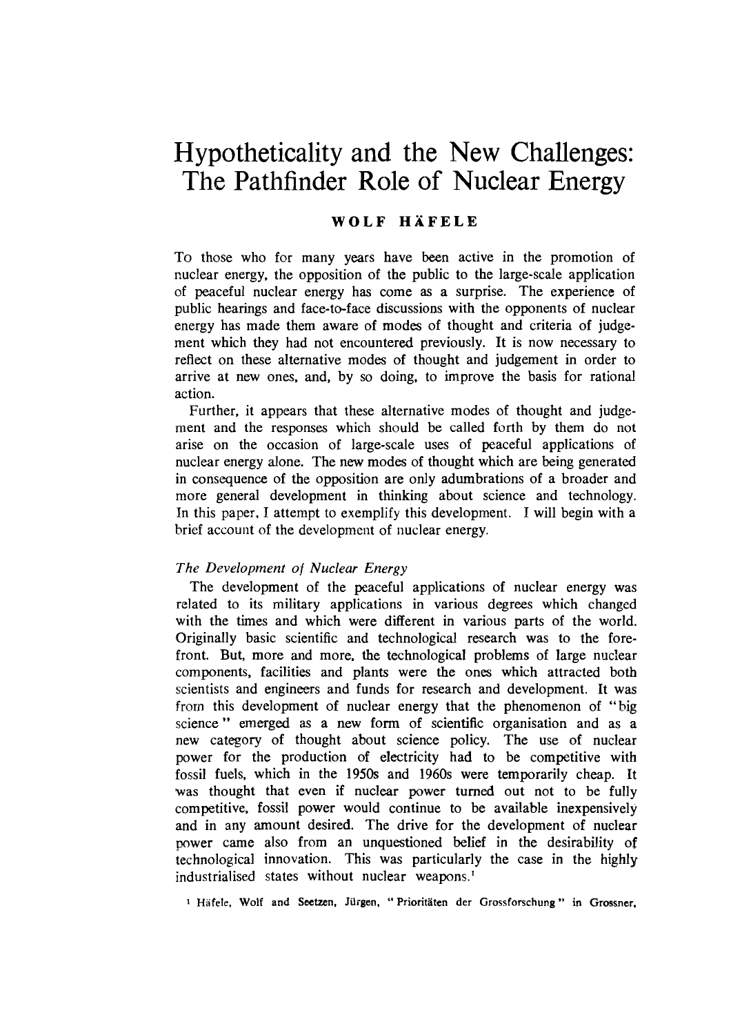# Hypotheticality and the New Challenges: The Pathfinder Role of Nuclear Energy

**WOLF HÄFELE**

To those who for many years have been active in the promotion of nuclear energy, the opposition of the public to the large-scale application of peaceful nuclear energy has come as a surprise. The experience of public hearings and face-to-face discussions with the opponents of nuclear energy has made them aware of modes of thought and criteria of judgement which they had not encountered previously. It is now necessary to reflect on these alternative modes of thought and judgement in order to arrive at new ones, and, by so doing, to improve the basis for rational action.

Further, it appears that these alternative modes of thought and judgement and the responses which should be called forth by them do not arise on the occasion of large-scale uses of peaceful applications of nuclear energy alone. The new modes of thought which are being generated in consequence of the opposition are only adumbrations of a broader and more general development in thinking about science and technology. In this paper, I attempt to exemplify this development. I will begin with a brief account of the development of nuclear energy.

### *The Development of Nuclear Energy*

The development of the peaceful applications of nuclear energy was related to its military applications in various degrees which changed with the times and which were different in various parts of the world. Originally basic scientific and technological research was to the forefront. But, more and more, the technological problems of large nuclear components, facilities and plants were the ones which attracted both scientists and engineers and funds for research and development. It was from this development of nuclear energy that the phenomenon of "big science" emerged as a new form of scientific organisation and as a new category of thought about science policy. The use of nuclear power for the production of electricity had to be competitive with fossil fuels, which in the 1950s and 1960s were temporarily cheap. It was thought that even if nuclear power turned out not to be fully competitive, fossil power would continue to be available inexpensively and in any amount desired. The drive for the development of nuclear power came also from an unquestioned belief in the desirability of technological innovation. This was particularly the case in the highly industrialised states without nuclear weapons.[1]

[1] Häfele, Wolf and Seetzen, Jürgen, "Prioritäten der Grossforschung" in Grossner,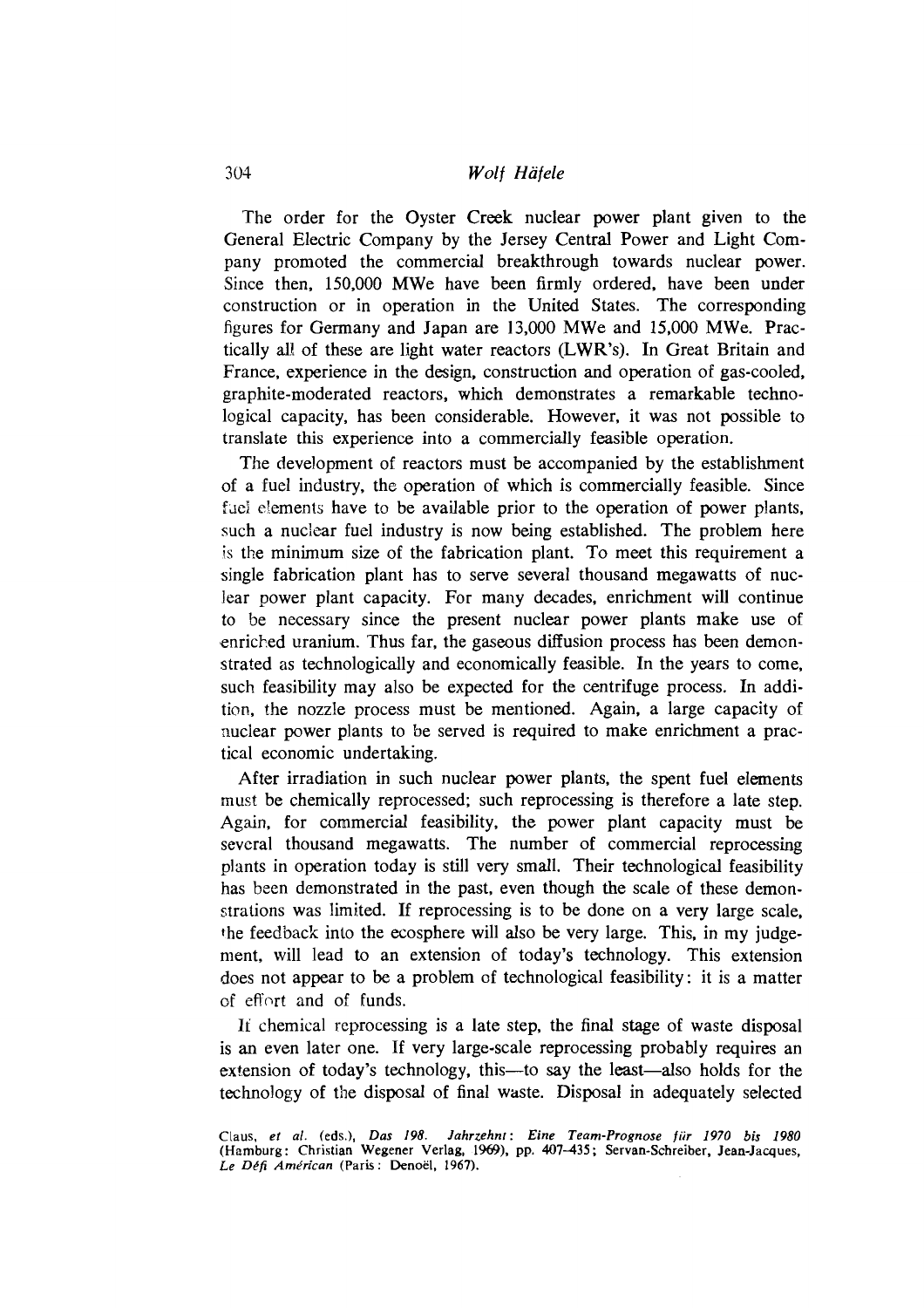The order for the Oyster Creek nuclear power plant given to the General Electric Company by the Jersey Central Power and Light Company promoted the commercial breakthrough towards nuclear power. Since then, 150,000 MWe have been firmly ordered, have been under construction or in operation in the United States. The corresponding figures for Germany and Japan are 13,000 MWe and 15,000 MWe. Practically all of these are light water reactors (LWR's). In Great Britain and France, experience in the design, construction and operation of gas-cooled, graphite-moderated reactors, which demonstrates a remarkable technological capacity, has been considerable. However, it was not possible to translate this experience into a commercially feasible operation.

The development of reactors must be accompanied by the establishment of a fuel industry, the operation of which is commercially feasible. Since fuel elements have to be available prior to the operation of power plants, such a nuclear fuel industry is now being established. The problem here is the minimum size of the fabrication plant. To meet this requirement a single fabrication plant has to serve several thousand megawatts of nuclear power plant capacity. For many decades, enrichment will continue to be necessary since the present nuclear power plants make use of enriched uranium. Thus far, the gaseous diffusion process has been demonstrated as technologically and economically feasible. In the years to come, such feasibility may also be expected for the centrifuge process. In addition, the nozzle process must be mentioned. Again, a large capacity of nuclear power plants to be served is required to make enrichment a practical economic undertaking.

After irradiation in such nuclear power plants, the spent fuel elements must be chemically reprocessed; such reprocessing is therefore a late step. Again, for commercial feasibility, the power plant capacity must be several thousand megawatts. The number of commercial reprocessing plants in operation today is still very small. Their technological feasibility has been demonstrated in the past, even though the scale of these demonstrations was limited. If reprocessing is to be done on a very large scale, the feedback into the ecosphere will also be very large. This, in my judgement, will lead to an extension of today's technology. This extension does not appear to be a problem of technological feasibility: it is a matter of effort and of funds.

If chemical reprocessing is a late step, the final stage of waste disposal is an even later one. If very large-scale reprocessing probably requires an extension of today's technology, this—to say the least—also holds for the technology of the disposal of final waste. Disposal in adequately selected

Claus, *et al.* (eds.), *Das 198. Jahrzehnt: Eine Team-Prognose für 1970 bis 1980* (Hamburg: Christian Wegener Verlag, 1969), pp. 407–435; Servan-Schreiber, Jean-Jacques, *Le Défi Américan* (Paris: Denoël, 1967).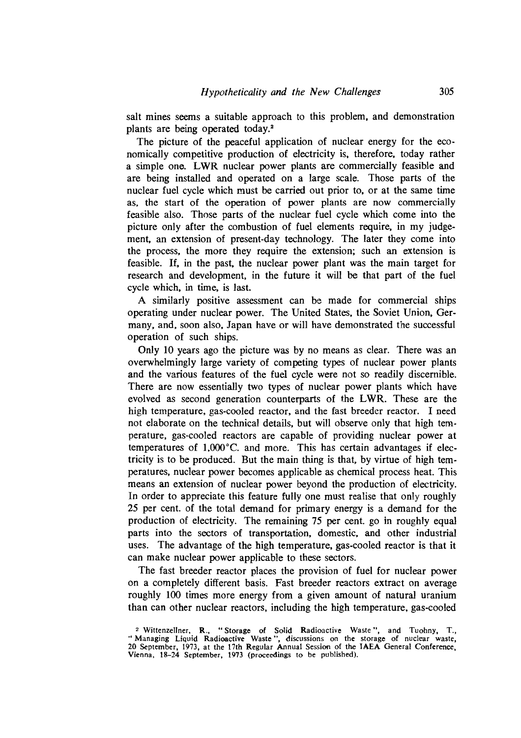salt mines seems a suitable approach to this problem, and demonstration plants are being operated today.[2]

The picture of the peaceful application of nuclear energy for the economically competitive production of electricity is, therefore, today rather a simple one. LWR nuclear power plants are commercially feasible and are being installed and operated on a large scale. Those parts of the nuclear fuel cycle which must be carried out prior to, or at the same time as, the start of the operation of power plants are now commercially feasible also. Those parts of the nuclear fuel cycle which come into the picture only after the combustion of fuel elements require, in my judgement, an extension of present-day technology. The later they come into the process, the more they require the extension; such an extension is feasible. If, in the past, the nuclear power plant was the main target for research and development, in the future it will be that part of the fuel cycle which, in time, is last.

A similarly positive assessment can be made for commercial ships operating under nuclear power. The United States, the Soviet Union, Germany, and, soon also, Japan have or will have demonstrated the successful operation of such ships.

Only 10 years ago the picture was by no means as clear. There was an overwhelmingly large variety of competing types of nuclear power plants and the various features of the fuel cycle were not so readily discernible. There are now essentially two types of nuclear power plants which have evolved as second generation counterparts of the LWR. These are the high temperature, gas-cooled reactor, and the fast breeder reactor. I need not elaborate on the technical details, but will observe only that high temperature, gas-cooled reactors are capable of providing nuclear power at temperatures of 1,000°C. and more. This has certain advantages if electricity is to be produced. But the main thing is that, by virtue of high temperatures, nuclear power becomes applicable as chemical process heat. This means an extension of nuclear power beyond the production of electricity. In order to appreciate this feature fully one must realise that only roughly 25 per cent. of the total demand for primary energy is a demand for the production of electricity. The remaining 75 per cent. go in roughly equal parts into the sectors of transportation, domestic, and other industrial uses. The advantage of the high temperature, gas-cooled reactor is that it can make nuclear power applicable to these sectors.

The fast breeder reactor places the provision of fuel for nuclear power on a completely different basis. Fast breeder reactors extract on average roughly 100 times more energy from a given amount of natural uranium than can other nuclear reactors, including the high temperature, gas-cooled

[2] Wittenzellner, R., "Storage of Solid Radioactive Waste", and Tuohny, T., "Managing Liquid Radioactive Waste", discussions on the storage of nuclear waste, 20 September, 1973, at the 17th Regular Annual Session of the IAEA General Conference, Vienna, 18–24 September, 1973 (proceedings to be published).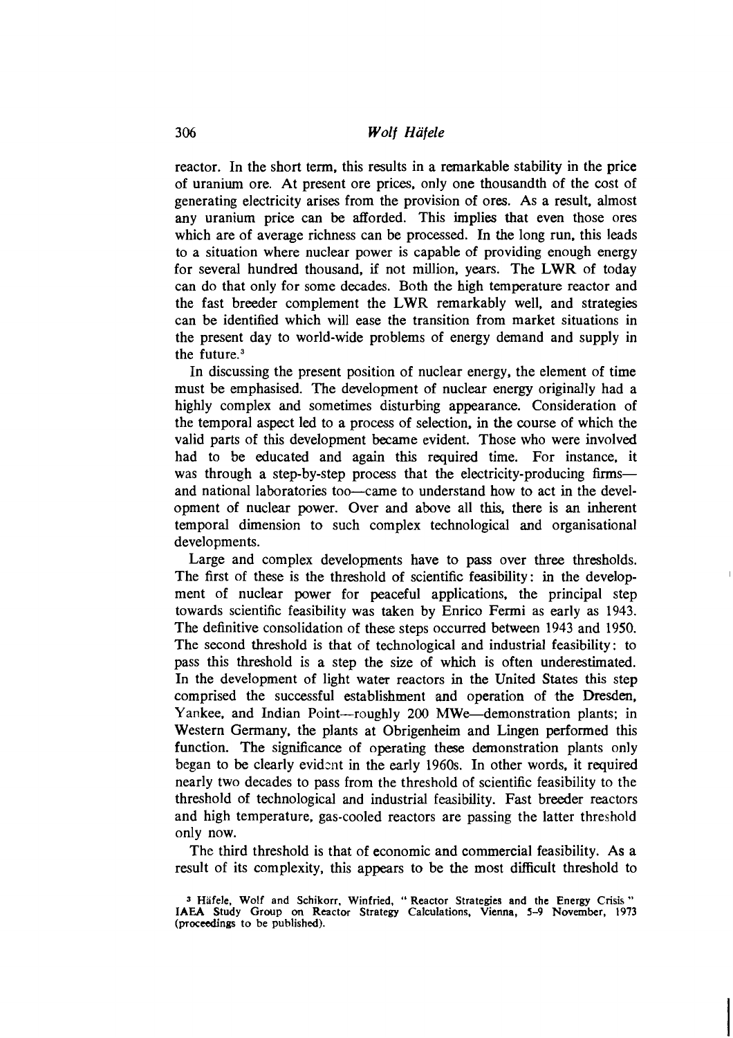reactor. In the short term, this results in a remarkable stability in the price of uranium ore. At present ore prices, only one thousandth of the cost of generating electricity arises from the provision of ores. As a result, almost any uranium price can be afforded. This implies that even those ores which are of average richness can be processed. In the long run, this leads to a situation where nuclear power is capable of providing enough energy for several hundred thousand, if not million, years. The LWR of today can do that only for some decades. Both the high temperature reactor and the fast breeder complement the LWR remarkably well, and strategies can be identified which will ease the transition from market situations in the present day to world-wide problems of energy demand and supply in the future.[3]

In discussing the present position of nuclear energy, the element of time must be emphasised. The development of nuclear energy originally had a highly complex and sometimes disturbing appearance. Consideration of the temporal aspect led to a process of selection, in the course of which the valid parts of this development became evident. Those who were involved had to be educated and again this required time. For instance, it was through a step-by-step process that the electricity-producing firms—and national laboratories too—came to understand how to act in the development of nuclear power. Over and above all this, there is an inherent temporal dimension to such complex technological and organisational developments.

Large and complex developments have to pass over three thresholds. The first of these is the threshold of scientific feasibility: in the development of nuclear power for peaceful applications, the principal step towards scientific feasibility was taken by Enrico Fermi as early as 1943. The definitive consolidation of these steps occurred between 1943 and 1950. The second threshold is that of technological and industrial feasibility: to pass this threshold is a step the size of which is often underestimated. In the development of light water reactors in the United States this step comprised the successful establishment and operation of the Dresden, Yankee, and Indian Point—roughly 200 MWe—demonstration plants; in Western Germany, the plants at Obrigenheim and Lingen performed this function. The significance of operating these demonstration plants only began to be clearly evident in the early 1960s. In other words, it required nearly two decades to pass from the threshold of scientific feasibility to the threshold of technological and industrial feasibility. Fast breeder reactors and high temperature, gas-cooled reactors are passing the latter threshold only now.

The third threshold is that of economic and commercial feasibility. As a result of its complexity, this appears to be the most difficult threshold to

[3] Häfele, Wolf and Schikorr, Winfried, "Reactor Strategies and the Energy Crisis" IAEA Study Group on Reactor Strategy Calculations, Vienna, 5–9 November, 1973 (proceedings to be published).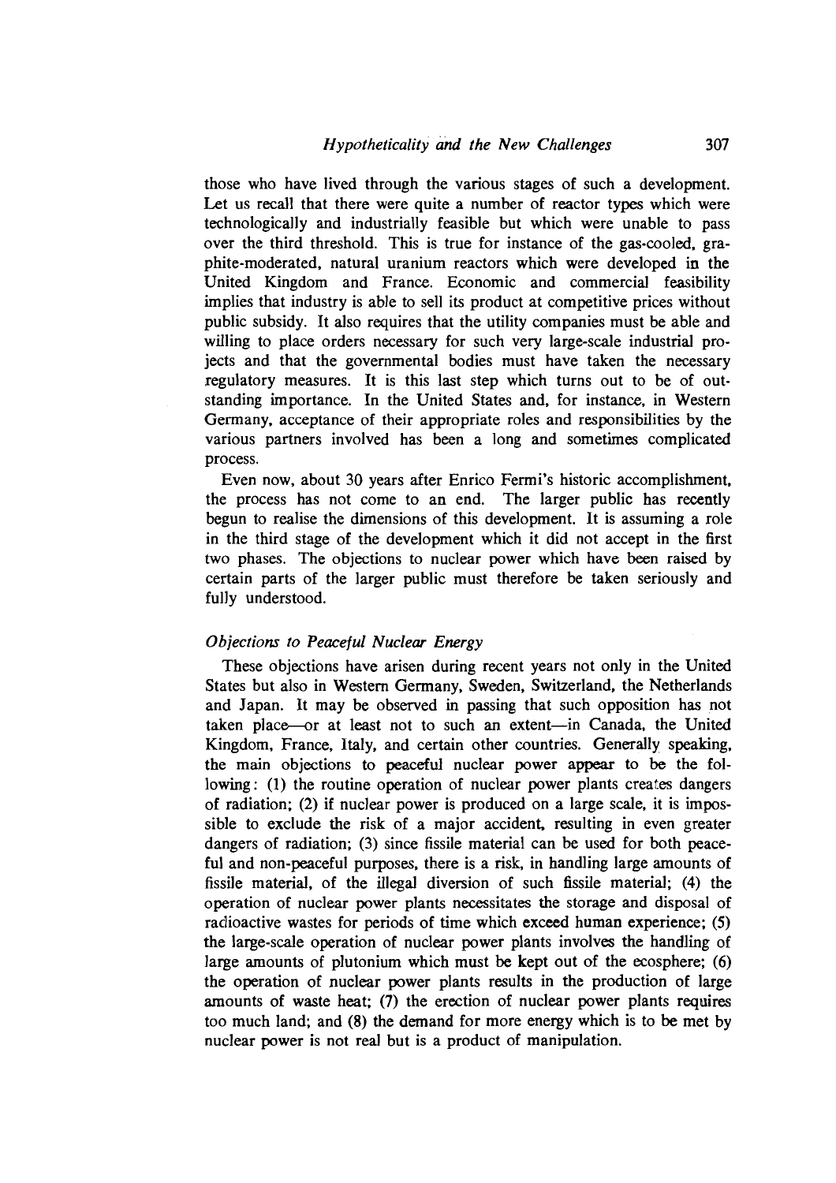those who have lived through the various stages of such a development. Let us recall that there were quite a number of reactor types which were technologically and industrially feasible but which were unable to pass over the third threshold. This is true for instance of the gas-cooled, graphite-moderated, natural uranium reactors which were developed in the United Kingdom and France. Economic and commercial feasibility implies that industry is able to sell its product at competitive prices without public subsidy. It also requires that the utility companies must be able and willing to place orders necessary for such very large-scale industrial projects and that the governmental bodies must have taken the necessary regulatory measures. It is this last step which turns out to be of outstanding importance. In the United States and, for instance, in Western Germany, acceptance of their appropriate roles and responsibilities by the various partners involved has been a long and sometimes complicated process.

Even now, about 30 years after Enrico Fermi's historic accomplishment, the process has not come to an end. The larger public has recently begun to realise the dimensions of this development. It is assuming a role in the third stage of the development which it did not accept in the first two phases. The objections to nuclear power which have been raised by certain parts of the larger public must therefore be taken seriously and fully understood.

### *Objections to Peaceful Nuclear Energy*

These objections have arisen during recent years not only in the United States but also in Western Germany, Sweden, Switzerland, the Netherlands and Japan. It may be observed in passing that such opposition has not taken place—or at least not to such an extent—in Canada, the United Kingdom, France, Italy, and certain other countries. Generally speaking, the main objections to peaceful nuclear power appear to be the following: (1) the routine operation of nuclear power plants creates dangers of radiation; (2) if nuclear power is produced on a large scale, it is impossible to exclude the risk of a major accident, resulting in even greater dangers of radiation; (3) since fissile material can be used for both peaceful and non-peaceful purposes, there is a risk, in handling large amounts of fissile material, of the illegal diversion of such fissile material; (4) the operation of nuclear power plants necessitates the storage and disposal of radioactive wastes for periods of time which exceed human experience; (5) the large-scale operation of nuclear power plants involves the handling of large amounts of plutonium which must be kept out of the ecosphere; (6) the operation of nuclear power plants results in the production of large amounts of waste heat; (7) the erection of nuclear power plants requires too much land; and (8) the demand for more energy which is to be met by nuclear power is not real but is a product of manipulation.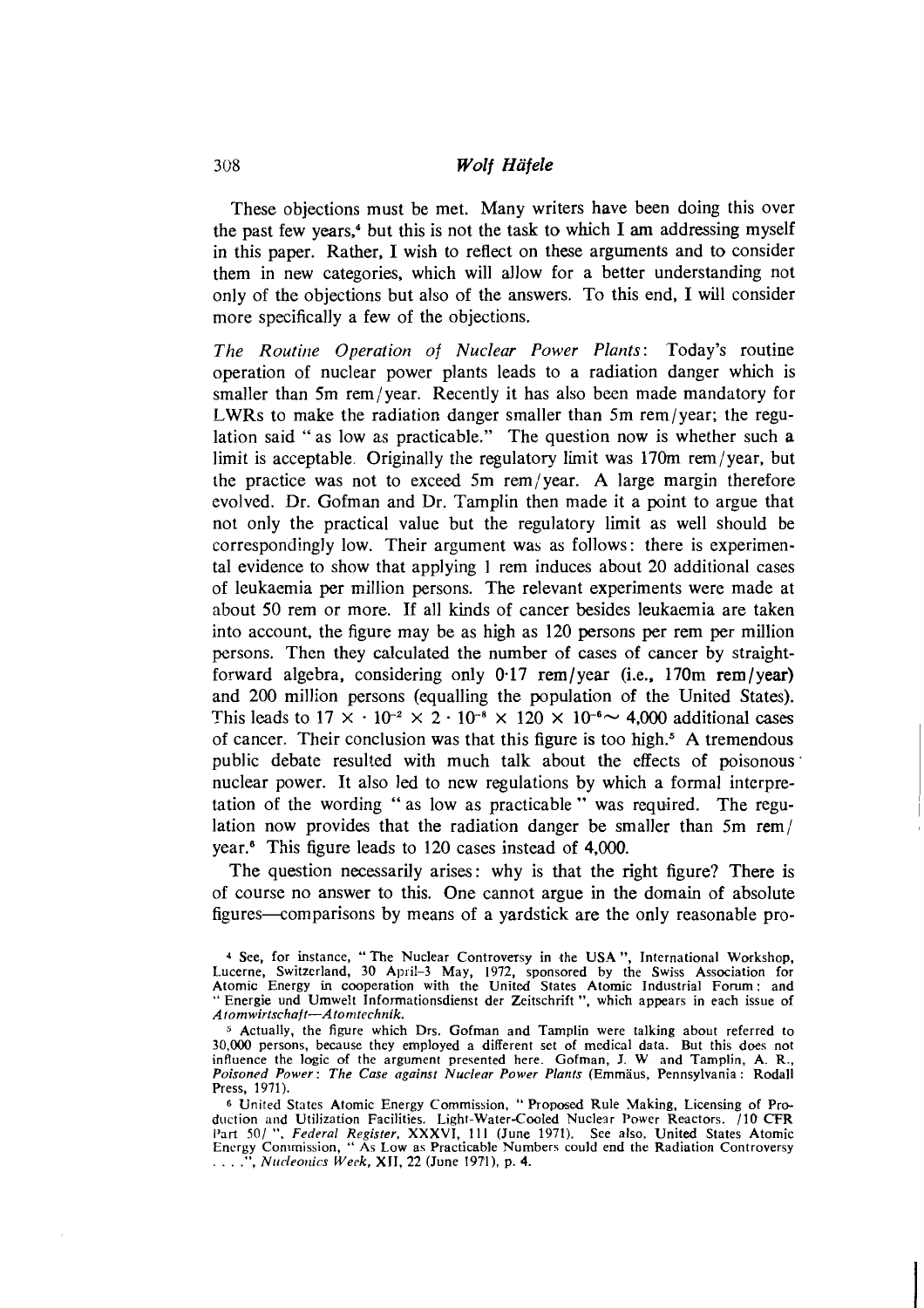These objections must be met. Many writers have been doing this over the past few years,[4] but this is not the task to which I am addressing myself in this paper. Rather, I wish to reflect on these arguments and to consider them in new categories, which will allow for a better understanding not only of the objections but also of the answers. To this end, I will consider more specifically a few of the objections.

*The Routine Operation of Nuclear Power Plants*: Today's routine operation of nuclear power plants leads to a radiation danger which is smaller than 5m rem/year. Recently it has also been made mandatory for LWRs to make the radiation danger smaller than 5m rem/year; the regulation said "as low as practicable." The question now is whether such a limit is acceptable. Originally the regulatory limit was 170m rem/year, but the practice was not to exceed 5m rem/year. A large margin therefore evolved. Dr. Gofman and Dr. Tamplin then made it a point to argue that not only the practical value but the regulatory limit as well should be correspondingly low. Their argument was as follows: there is experimental evidence to show that applying 1 rem induces about 20 additional cases of leukaemia per million persons. The relevant experiments were made at about 50 rem or more. If all kinds of cancer besides leukaemia are taken into account, the figure may be as high as 120 persons per rem per million persons. Then they calculated the number of cases of cancer by straightforward algebra, considering only 0·17 rem/year (i.e., 170m rem/year) and 200 million persons (equalling the population of the United States). This leads to $17 \times \cdot 10^{-2} \times 2 \cdot 10^{-8} \times 120 \times 10^{-6} \sim 4{,}000$ additional cases of cancer. Their conclusion was that this figure is too high.[5] A tremendous public debate resulted with much talk about the effects of poisonous nuclear power. It also led to new regulations by which a formal interpretation of the wording "as low as practicable" was required. The regulation now provides that the radiation danger be smaller than 5m rem/year.[6] This figure leads to 120 cases instead of 4,000.

The question necessarily arises: why is that the right figure? There is of course no answer to this. One cannot argue in the domain of absolute figures—comparisons by means of a yardstick are the only reasonable pro-

---

[4] See, for instance, "The Nuclear Controversy in the USA", International Workshop, Lucerne, Switzerland, 30 April–3 May, 1972, sponsored by the Swiss Association for Atomic Energy in cooperation with the United States Atomic Industrial Forum; and "Energie und Umwelt Informationsdienst der Zeitschrift", which appears in each issue of *Atomwirtschaft—Atomtechnik*.

[5] Actually, the figure which Drs. Gofman and Tamplin were talking about referred to 30,000 persons, because they employed a different set of medical data. But this does not influence the logic of the argument presented here. Gofman, J. W and Tamplin, A. R., *Poisoned Power: The Case against Nuclear Power Plants* (Emmäus, Pennsylvania: Rodall Press, 1971).

[6] United States Atomic Energy Commission, "Proposed Rule Making, Licensing of Production and Utilization Facilities. Light-Water-Cooled Nuclear Power Reactors. /10 CFR Part 50/", *Federal Register*, XXXVI, 111 (June 1971). See also, United States Atomic Energy Commission, "As Low as Practicable Numbers could end the Radiation Controversy . . . .", *Nucleonics Week*, XII, 22 (June 1971), p. 4.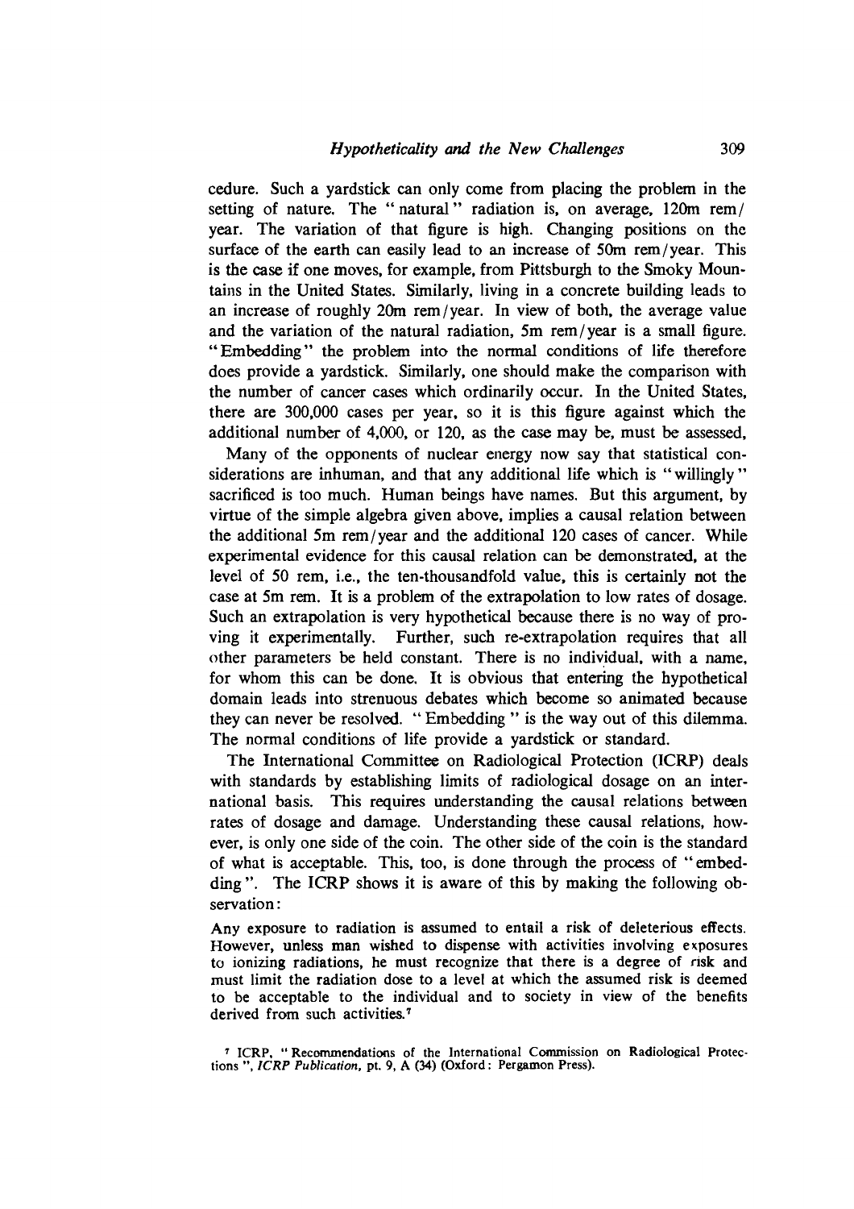cedure. Such a yardstick can only come from placing the problem in the setting of nature. The "natural" radiation is, on average, 120m rem/year. The variation of that figure is high. Changing positions on the surface of the earth can easily lead to an increase of 50m rem/year. This is the case if one moves, for example, from Pittsburgh to the Smoky Mountains in the United States. Similarly, living in a concrete building leads to an increase of roughly 20m rem/year. In view of both, the average value and the variation of the natural radiation, 5m rem/year is a small figure. "Embedding" the problem into the normal conditions of life therefore does provide a yardstick. Similarly, one should make the comparison with the number of cancer cases which ordinarily occur. In the United States, there are 300,000 cases per year, so it is this figure against which the additional number of 4,000, or 120, as the case may be, must be assessed.

Many of the opponents of nuclear energy now say that statistical considerations are inhuman, and that any additional life which is "willingly" sacrificed is too much. Human beings have names. But this argument, by virtue of the simple algebra given above, implies a causal relation between the additional 5m rem/year and the additional 120 cases of cancer. While experimental evidence for this causal relation can be demonstrated, at the level of 50 rem, i.e., the ten-thousandfold value, this is certainly not the case at 5m rem. It is a problem of the extrapolation to low rates of dosage. Such an extrapolation is very hypothetical because there is no way of proving it experimentally. Further, such re-extrapolation requires that all other parameters be held constant. There is no individual, with a name, for whom this can be done. It is obvious that entering the hypothetical domain leads into strenuous debates which become so animated because they can never be resolved. "Embedding" is the way out of this dilemma. The normal conditions of life provide a yardstick or standard.

The International Committee on Radiological Protection (ICRP) deals with standards by establishing limits of radiological dosage on an international basis. This requires understanding the causal relations between rates of dosage and damage. Understanding these causal relations, however, is only one side of the coin. The other side of the coin is the standard of what is acceptable. This, too, is done through the process of "embedding". The ICRP shows it is aware of this by making the following observation:

> Any exposure to radiation is assumed to entail a risk of deleterious effects. However, unless man wished to dispense with activities involving exposures to ionizing radiations, he must recognize that there is a degree of risk and must limit the radiation dose to a level at which the assumed risk is deemed to be acceptable to the individual and to society in view of the benefits derived from such activities.[7]

[7] ICRP, "Recommendations of the International Commission on Radiological Protections", *ICRP Publication*, pt. 9, A (34) (Oxford: Pergamon Press).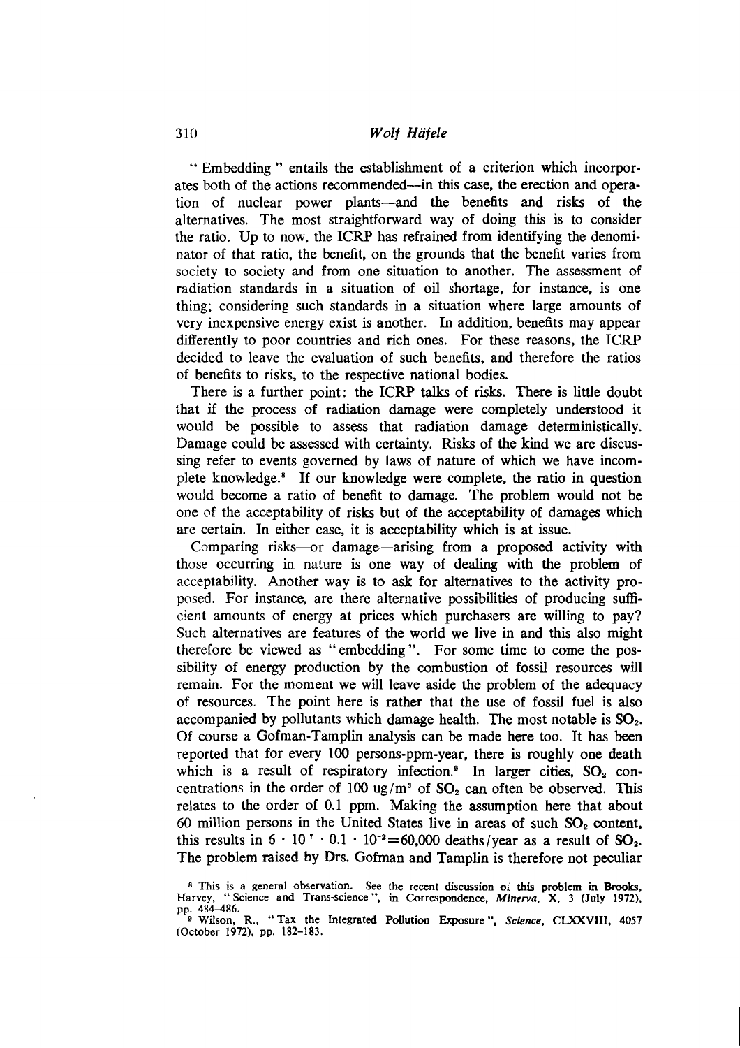"Embedding" entails the establishment of a criterion which incorporates both of the actions recommended—in this case, the erection and operation of nuclear power plants—and the benefits and risks of the alternatives. The most straightforward way of doing this is to consider the ratio. Up to now, the ICRP has refrained from identifying the denominator of that ratio, the benefit, on the grounds that the benefit varies from society to society and from one situation to another. The assessment of radiation standards in a situation of oil shortage, for instance, is one thing; considering such standards in a situation where large amounts of very inexpensive energy exist is another. In addition, benefits may appear differently to poor countries and rich ones. For these reasons, the ICRP decided to leave the evaluation of such benefits, and therefore the ratios of benefits to risks, to the respective national bodies.

There is a further point: the ICRP talks of risks. There is little doubt that if the process of radiation damage were completely understood it would be possible to assess that radiation damage deterministically. Damage could be assessed with certainty. Risks of the kind we are discussing refer to events governed by laws of nature of which we have incomplete knowledge.[8] If our knowledge were complete, the ratio in question would become a ratio of benefit to damage. The problem would not be one of the acceptability of risks but of the acceptability of damages which are certain. In either case, it is acceptability which is at issue.

Comparing risks—or damage—arising from a proposed activity with those occurring in nature is one way of dealing with the problem of acceptability. Another way is to ask for alternatives to the activity proposed. For instance, are there alternative possibilities of producing sufficient amounts of energy at prices which purchasers are willing to pay? Such alternatives are features of the world we live in and this also might therefore be viewed as "embedding". For some time to come the possibility of energy production by the combustion of fossil resources will remain. For the moment we will leave aside the problem of the adequacy of resources. The point here is rather that the use of fossil fuel is also accompanied by pollutants which damage health. The most notable is $SO_2$. Of course a Gofman-Tamplin analysis can be made here too. It has been reported that for every 100 persons-ppm-year, there is roughly one death which is a result of respiratory infection.[9] In larger cities, $SO_2$ concentrations in the order of 100 ug/m$^3$ of $SO_2$ can often be observed. This relates to the order of 0.1 ppm. Making the assumption here that about 60 million persons in the United States live in areas of such $SO_2$ content, this results in $6 \cdot 10^7 \cdot 0.1 \cdot 10^{-2} = 60{,}000$ deaths/year as a result of $SO_2$. The problem raised by Drs. Gofman and Tamplin is therefore not peculiar

[8] This is a general observation. See the recent discussion of this problem in Brooks, Harvey, "Science and Trans-science", in Correspondence, *Minerva*, X, 3 (July 1972), pp. 484–486.

[9] Wilson, R., "Tax the Integrated Pollution Exposure", *Science*, CLXXVIII, 4057 (October 1972), pp. 182–183.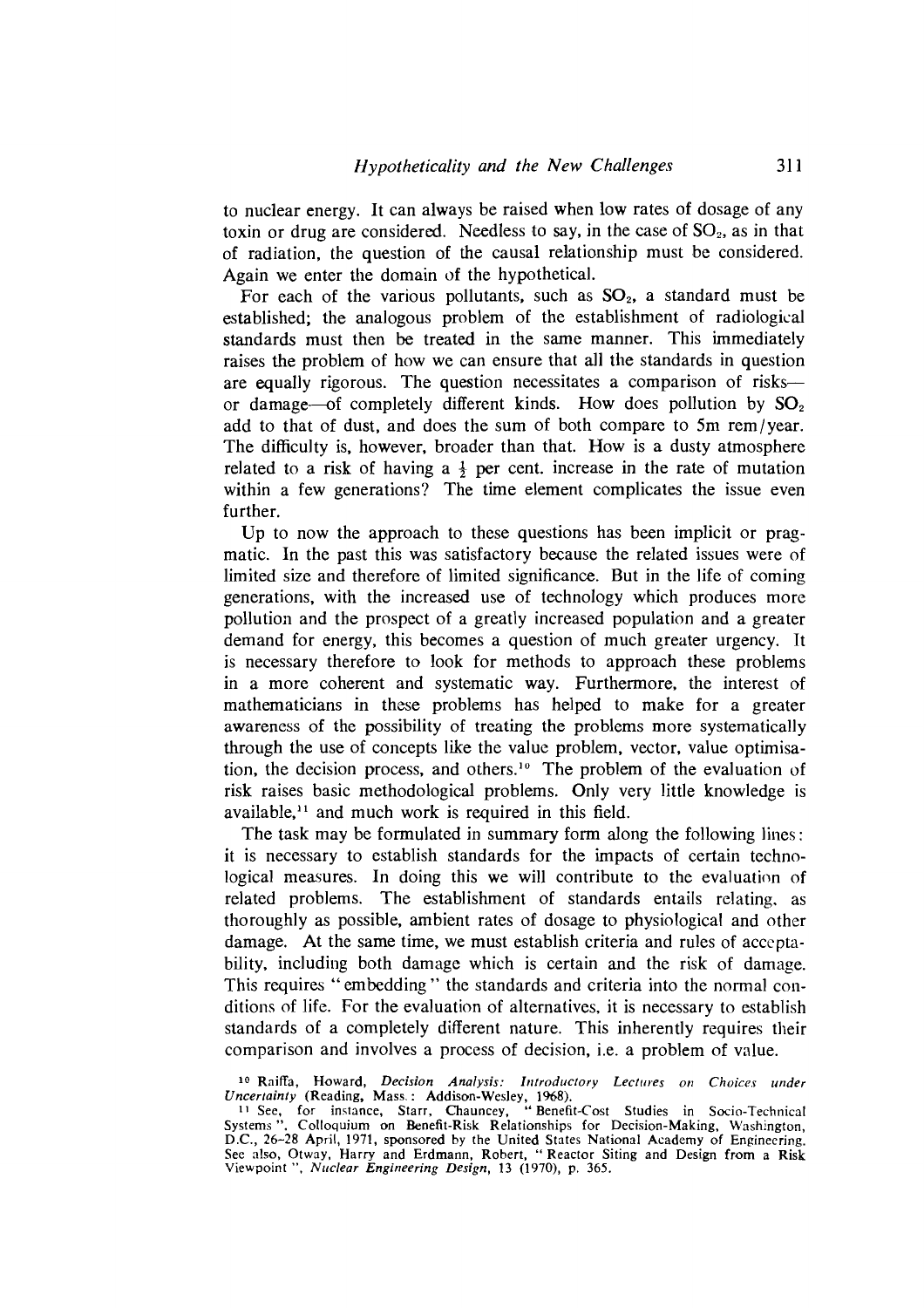to nuclear energy. It can always be raised when low rates of dosage of any toxin or drug are considered. Needless to say, in the case of $SO_2$, as in that of radiation, the question of the causal relationship must be considered. Again we enter the domain of the hypothetical.

For each of the various pollutants, such as $SO_2$, a standard must be established; the analogous problem of the establishment of radiological standards must then be treated in the same manner. This immediately raises the problem of how we can ensure that all the standards in question are equally rigorous. The question necessitates a comparison of risks—or damage—of completely different kinds. How does pollution by $SO_2$ add to that of dust, and does the sum of both compare to 5m rem/year. The difficulty is, however, broader than that. How is a dusty atmosphere related to a risk of having a $\frac{1}{2}$ per cent. increase in the rate of mutation within a few generations? The time element complicates the issue even further.

Up to now the approach to these questions has been implicit or pragmatic. In the past this was satisfactory because the related issues were of limited size and therefore of limited significance. But in the life of coming generations, with the increased use of technology which produces more pollution and the prospect of a greatly increased population and a greater demand for energy, this becomes a question of much greater urgency. It is necessary therefore to look for methods to approach these problems in a more coherent and systematic way. Furthermore, the interest of mathematicians in these problems has helped to make for a greater awareness of the possibility of treating the problems more systematically through the use of concepts like the value problem, vector, value optimisation, the decision process, and others.[10] The problem of the evaluation of risk raises basic methodological problems. Only very little knowledge is available,[11] and much work is required in this field.

The task may be formulated in summary form along the following lines: it is necessary to establish standards for the impacts of certain technological measures. In doing this we will contribute to the evaluation of related problems. The establishment of standards entails relating, as thoroughly as possible, ambient rates of dosage to physiological and other damage. At the same time, we must establish criteria and rules of acceptability, including both damage which is certain and the risk of damage. This requires "embedding" the standards and criteria into the normal conditions of life. For the evaluation of alternatives, it is necessary to establish standards of a completely different nature. This inherently requires their comparison and involves a process of decision, i.e. a problem of value.

[10] Raiffa, Howard, *Decision Analysis: Introductory Lectures on Choices under Uncertainty* (Reading, Mass.: Addison-Wesley, 1968).

[11] See, for instance, Starr, Chauncey, "Benefit-Cost Studies in Socio-Technical Systems". Colloquium on Benefit-Risk Relationships for Decision-Making, Washington, D.C., 26–28 April, 1971, sponsored by the United States National Academy of Engineering. See also, Otway, Harry and Erdmann, Robert, "Reactor Siting and Design from a Risk Viewpoint", *Nuclear Engineering Design*, 13 (1970), p. 365.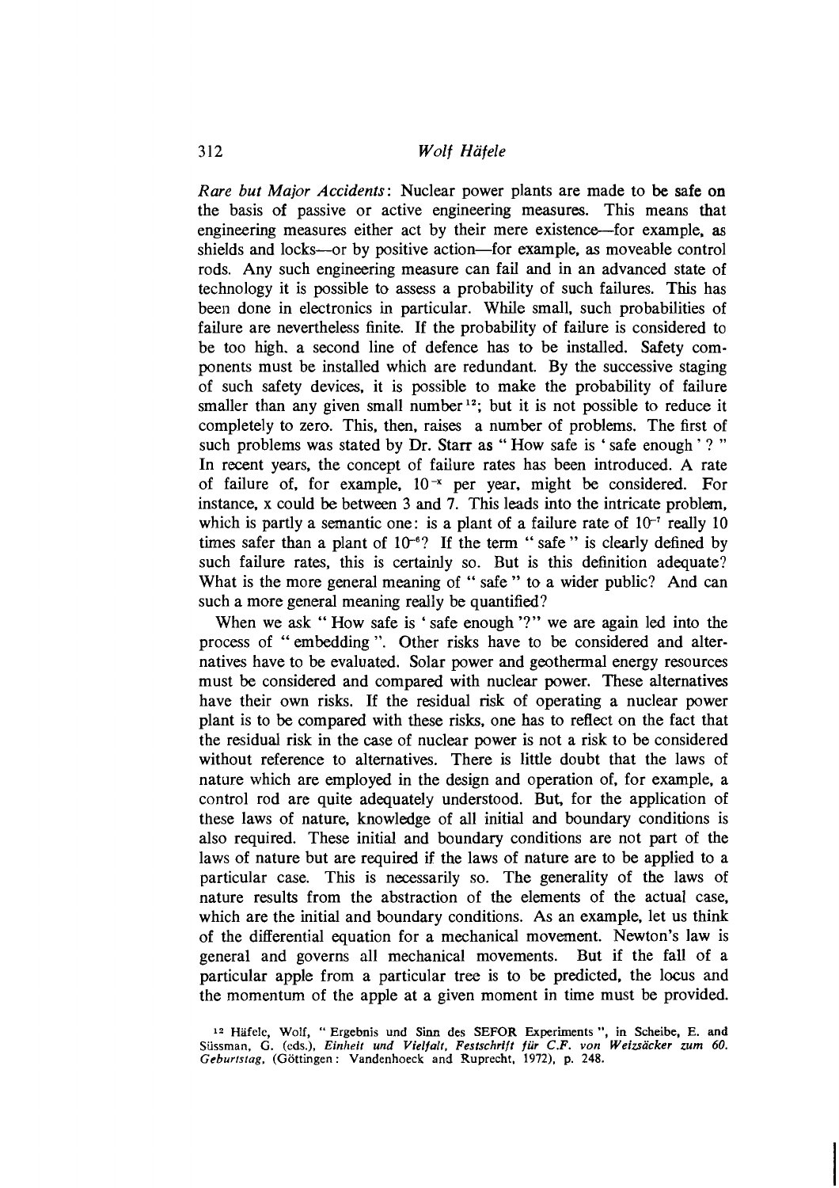*Rare but Major Accidents*: Nuclear power plants are made to be safe on the basis of passive or active engineering measures. This means that engineering measures either act by their mere existence—for example, as shields and locks—or by positive action—for example, as moveable control rods. Any such engineering measure can fail and in an advanced state of technology it is possible to assess a probability of such failures. This has been done in electronics in particular. While small, such probabilities of failure are nevertheless finite. If the probability of failure is considered to be too high, a second line of defence has to be installed. Safety components must be installed which are redundant. By the successive staging of such safety devices, it is possible to make the probability of failure smaller than any given small number[12]; but it is not possible to reduce it completely to zero. This, then, raises a number of problems. The first of such problems was stated by Dr. Starr as " How safe is ' safe enough ' ? " In recent years, the concept of failure rates has been introduced. A rate of failure of, for example, $10^{-x}$ per year, might be considered. For instance, x could be between 3 and 7. This leads into the intricate problem, which is partly a semantic one: is a plant of a failure rate of $10^{-7}$ really 10 times safer than a plant of $10^{-6}$? If the term " safe " is clearly defined by such failure rates, this is certainly so. But is this definition adequate? What is the more general meaning of " safe " to a wider public? And can such a more general meaning really be quantified?

When we ask " How safe is ' safe enough '?" we are again led into the process of " embedding ". Other risks have to be considered and alternatives have to be evaluated. Solar power and geothermal energy resources must be considered and compared with nuclear power. These alternatives have their own risks. If the residual risk of operating a nuclear power plant is to be compared with these risks, one has to reflect on the fact that the residual risk in the case of nuclear power is not a risk to be considered without reference to alternatives. There is little doubt that the laws of nature which are employed in the design and operation of, for example, a control rod are quite adequately understood. But, for the application of these laws of nature, knowledge of all initial and boundary conditions is also required. These initial and boundary conditions are not part of the laws of nature but are required if the laws of nature are to be applied to a particular case. This is necessarily so. The generality of the laws of nature results from the abstraction of the elements of the actual case, which are the initial and boundary conditions. As an example, let us think of the differential equation for a mechanical movement. Newton's law is general and governs all mechanical movements. But if the fall of a particular apple from a particular tree is to be predicted, the locus and the momentum of the apple at a given moment in time must be provided.

[12] Häfele, Wolf, " Ergebnis und Sinn des SEFOR Experiments ", in Scheibe, E. and Süssman, G. (eds.), *Einheit und Vielfalt, Festschrift für C.F. von Weizsäcker zum 60. Geburtstag*, (Göttingen: Vandenhoeck and Ruprecht, 1972), p. 248.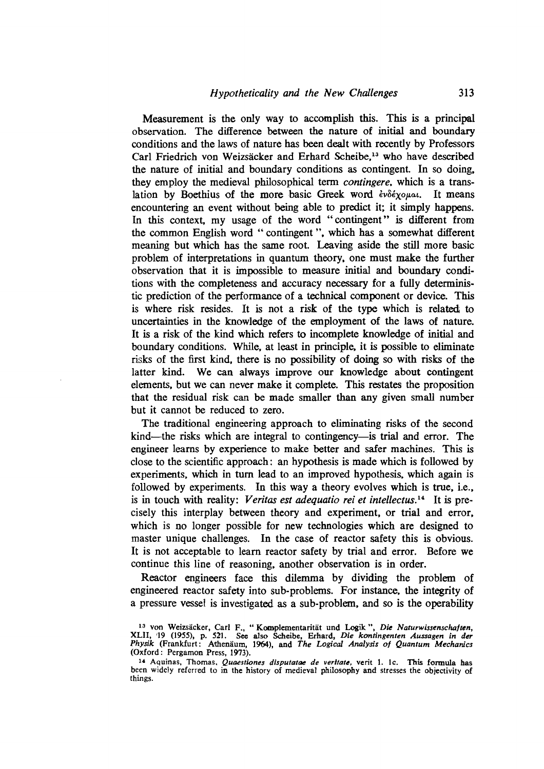Measurement is the only way to accomplish this. This is a principal observation. The difference between the nature of initial and boundary conditions and the laws of nature has been dealt with recently by Professors Carl Friedrich von Weizsäcker and Erhard Scheibe,[13] who have described the nature of initial and boundary conditions as contingent. In so doing, they employ the medieval philosophical term *contingere*, which is a translation by Boethius of the more basic Greek word ἐνδέχομαι. It means encountering an event without being able to predict it; it simply happens. In this context, my usage of the word "contingent" is different from the common English word "contingent", which has a somewhat different meaning but which has the same root. Leaving aside the still more basic problem of interpretations in quantum theory, one must make the further observation that it is impossible to measure initial and boundary conditions with the completeness and accuracy necessary for a fully deterministic prediction of the performance of a technical component or device. This is where risk resides. It is not a risk of the type which is related to uncertainties in the knowledge of the employment of the laws of nature. It is a risk of the kind which refers to incomplete knowledge of initial and boundary conditions. While, at least in principle, it is possible to eliminate risks of the first kind, there is no possibility of doing so with risks of the latter kind. We can always improve our knowledge about contingent elements, but we can never make it complete. This restates the proposition that the residual risk can be made smaller than any given small number but it cannot be reduced to zero.

The traditional engineering approach to eliminating risks of the second kind—the risks which are integral to contingency—is trial and error. The engineer learns by experience to make better and safer machines. This is close to the scientific approach: an hypothesis is made which is followed by experiments, which in turn lead to an improved hypothesis, which again is followed by experiments. In this way a theory evolves which is true, i.e., is in touch with reality: *Veritas est adequatio rei et intellectus.*[14] It is precisely this interplay between theory and experiment, or trial and error, which is no longer possible for new technologies which are designed to master unique challenges. In the case of reactor safety this is obvious. It is not acceptable to learn reactor safety by trial and error. Before we continue this line of reasoning, another observation is in order.

Reactor engineers face this dilemma by dividing the problem of engineered reactor safety into sub-problems. For instance, the integrity of a pressure vessel is investigated as a sub-problem, and so is the operability

[13] von Weizsäcker, Carl F., "Komplementarität und Logik", *Die Naturwissenschaften*, XLII, 19 (1955), p. 521. See also Scheibe, Erhard, *Die kontingenten Aussagen in der Physik* (Frankfurt: Athenäum, 1964), and *The Logical Analysis of Quantum Mechanics* (Oxford: Pergamon Press, 1973).

[14] Aquinas, Thomas, *Quaestiones disputatae de veritate*, verit 1. 1c. This formula has been widely referred to in the history of medieval philosophy and stresses the objectivity of things.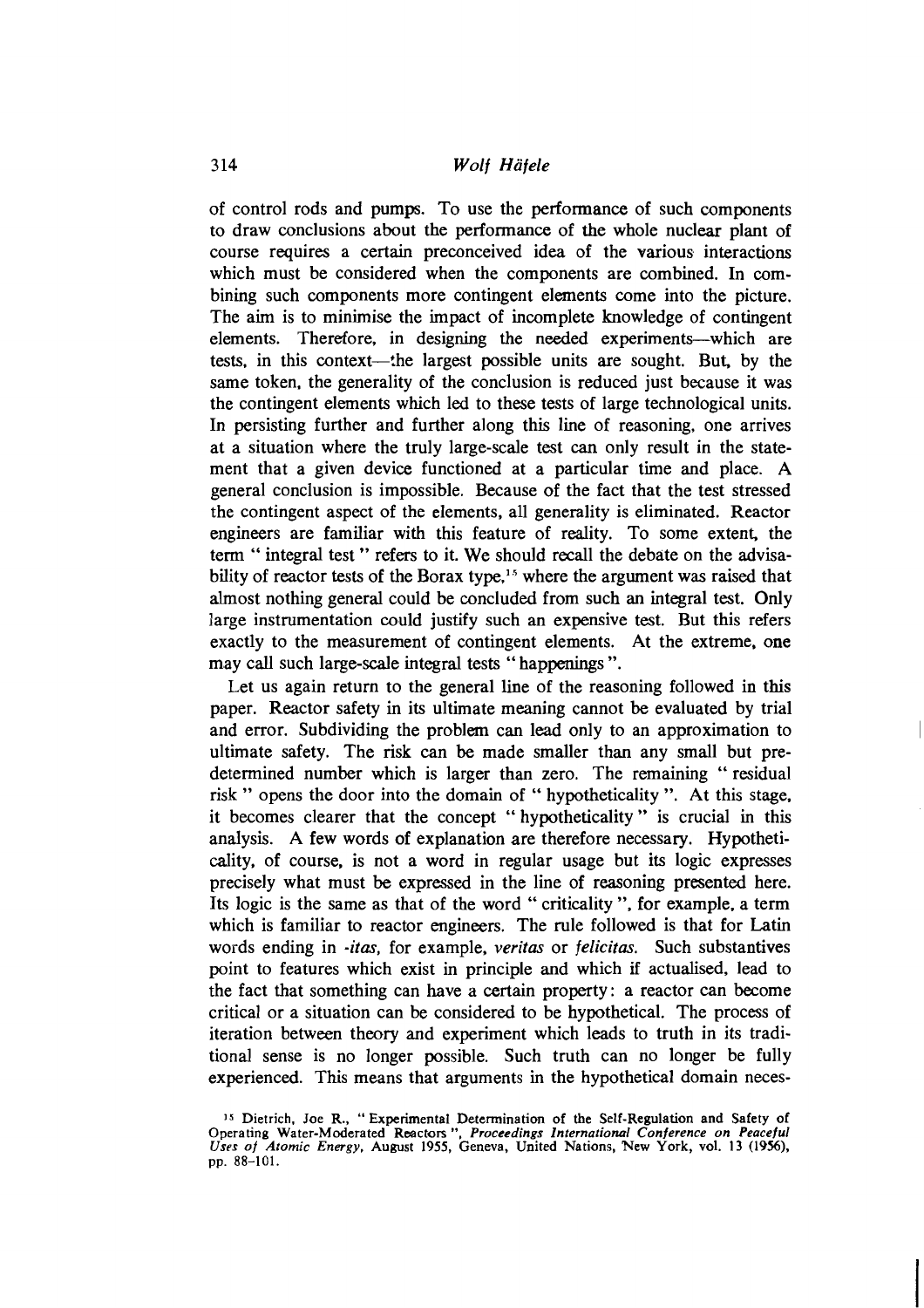of control rods and pumps. To use the performance of such components to draw conclusions about the performance of the whole nuclear plant of course requires a certain preconceived idea of the various interactions which must be considered when the components are combined. In combining such components more contingent elements come into the picture. The aim is to minimise the impact of incomplete knowledge of contingent elements. Therefore, in designing the needed experiments—which are tests, in this context—the largest possible units are sought. But, by the same token, the generality of the conclusion is reduced just because it was the contingent elements which led to these tests of large technological units. In persisting further and further along this line of reasoning, one arrives at a situation where the truly large-scale test can only result in the statement that a given device functioned at a particular time and place. A general conclusion is impossible. Because of the fact that the test stressed the contingent aspect of the elements, all generality is eliminated. Reactor engineers are familiar with this feature of reality. To some extent, the term " integral test " refers to it. We should recall the debate on the advisability of reactor tests of the Borax type,[15] where the argument was raised that almost nothing general could be concluded from such an integral test. Only large instrumentation could justify such an expensive test. But this refers exactly to the measurement of contingent elements. At the extreme, one may call such large-scale integral tests " happenings ".

Let us again return to the general line of the reasoning followed in this paper. Reactor safety in its ultimate meaning cannot be evaluated by trial and error. Subdividing the problem can lead only to an approximation to ultimate safety. The risk can be made smaller than any small but predetermined number which is larger than zero. The remaining " residual risk " opens the door into the domain of " hypotheticality ". At this stage, it becomes clearer that the concept " hypotheticality " is crucial in this analysis. A few words of explanation are therefore necessary. Hypotheticality, of course, is not a word in regular usage but its logic expresses precisely what must be expressed in the line of reasoning presented here. Its logic is the same as that of the word " criticality ", for example, a term which is familiar to reactor engineers. The rule followed is that for Latin words ending in *-itas*, for example, *veritas* or *felicitas*. Such substantives point to features which exist in principle and which if actualised, lead to the fact that something can have a certain property: a reactor can become critical or a situation can be considered to be hypothetical. The process of iteration between theory and experiment which leads to truth in its traditional sense is no longer possible. Such truth can no longer be fully experienced. This means that arguments in the hypothetical domain neces-

[15] Dietrich, Joe R., " Experimental Determination of the Self-Regulation and Safety of Operating Water-Moderated Reactors ", *Proceedings International Conference on Peaceful Uses of Atomic Energy*, August 1955, Geneva, United Nations, New York, vol. 13 (1956), pp. 88–101.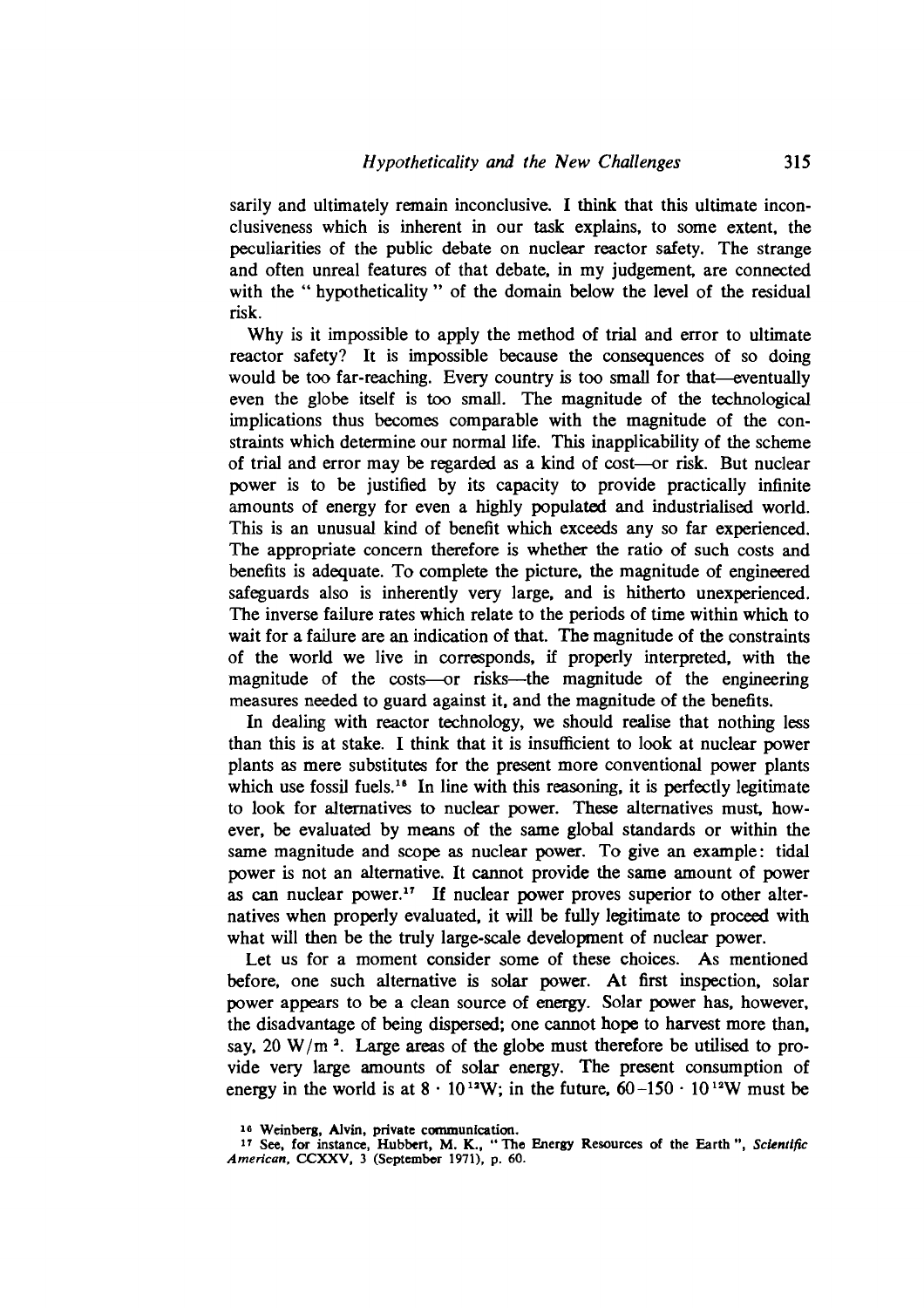sarily and ultimately remain inconclusive. I think that this ultimate inconclusiveness which is inherent in our task explains, to some extent, the peculiarities of the public debate on nuclear reactor safety. The strange and often unreal features of that debate, in my judgement, are connected with the " hypotheticality " of the domain below the level of the residual risk.

Why is it impossible to apply the method of trial and error to ultimate reactor safety? It is impossible because the consequences of so doing would be too far-reaching. Every country is too small for that—eventually even the globe itself is too small. The magnitude of the technological implications thus becomes comparable with the magnitude of the constraints which determine our normal life. This inapplicability of the scheme of trial and error may be regarded as a kind of cost—or risk. But nuclear power is to be justified by its capacity to provide practically infinite amounts of energy for even a highly populated and industrialised world. This is an unusual kind of benefit which exceeds any so far experienced. The appropriate concern therefore is whether the ratio of such costs and benefits is adequate. To complete the picture, the magnitude of engineered safeguards also is inherently very large, and is hitherto unexperienced. The inverse failure rates which relate to the periods of time within which to wait for a failure are an indication of that. The magnitude of the constraints of the world we live in corresponds, if properly interpreted, with the magnitude of the costs—or risks—the magnitude of the engineering measures needed to guard against it, and the magnitude of the benefits.

In dealing with reactor technology, we should realise that nothing less than this is at stake. I think that it is insufficient to look at nuclear power plants as mere substitutes for the present more conventional power plants which use fossil fuels.[16] In line with this reasoning, it is perfectly legitimate to look for alternatives to nuclear power. These alternatives must, however, be evaluated by means of the same global standards or within the same magnitude and scope as nuclear power. To give an example: tidal power is not an alternative. It cannot provide the same amount of power as can nuclear power.[17] If nuclear power proves superior to other alternatives when properly evaluated, it will be fully legitimate to proceed with what will then be the truly large-scale development of nuclear power.

Let us for a moment consider some of these choices. As mentioned before, one such alternative is solar power. At first inspection, solar power appears to be a clean source of energy. Solar power has, however, the disadvantage of being dispersed; one cannot hope to harvest more than, say, 20 $W/m^2$. Large areas of the globe must therefore be utilised to provide very large amounts of solar energy. The present consumption of energy in the world is at $8 \cdot 10^{12}$W; in the future, $60–150 \cdot 10^{12}$W must be

[16] Weinberg, Alvin, private communication.

[17] See, for instance, Hubbert, M. K., " The Energy Resources of the Earth ", *Scientific American*, CCXXV, 3 (September 1971), p. 60.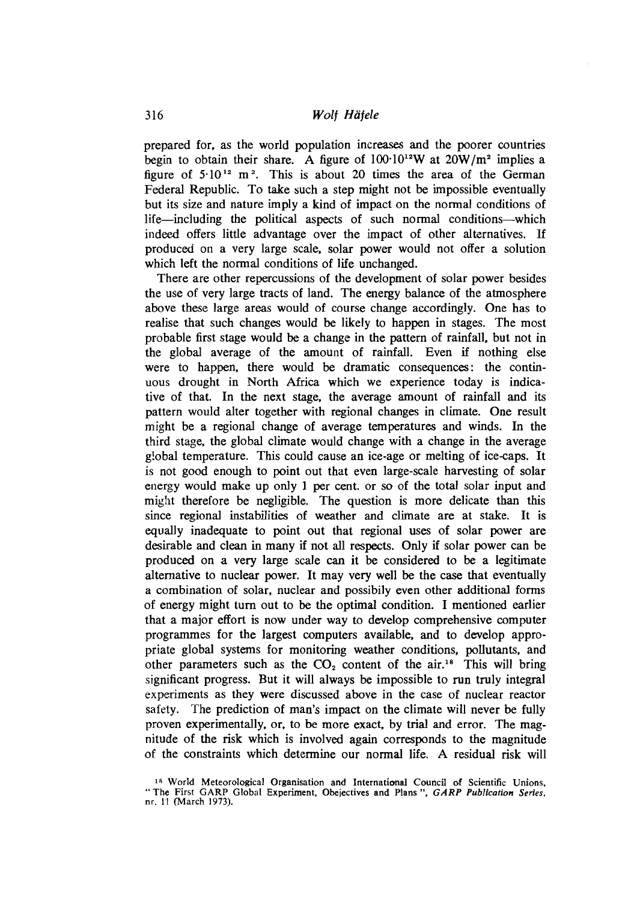prepared for, as the world population increases and the poorer countries begin to obtain their share. A figure of $100 \cdot 10^{12}$W at $20\text{W/m}^2$ implies a figure of $5 \cdot 10^{12}$ $\text{m}^2$. This is about 20 times the area of the German Federal Republic. To take such a step might not be impossible eventually but its size and nature imply a kind of impact on the normal conditions of life—including the political aspects of such normal conditions—which indeed offers little advantage over the impact of other alternatives. If produced on a very large scale, solar power would not offer a solution which left the normal conditions of life unchanged.

There are other repercussions of the development of solar power besides the use of very large tracts of land. The energy balance of the atmosphere above these large areas would of course change accordingly. One has to realise that such changes would be likely to happen in stages. The most probable first stage would be a change in the pattern of rainfall, but not in the global average of the amount of rainfall. Even if nothing else were to happen, there would be dramatic consequences: the continuous drought in North Africa which we experience today is indicative of that. In the next stage, the average amount of rainfall and its pattern would alter together with regional changes in climate. One result might be a regional change of average temperatures and winds. In the third stage, the global climate would change with a change in the average global temperature. This could cause an ice-age or melting of ice-caps. It is not good enough to point out that even large-scale harvesting of solar energy would make up only 1 per cent. or so of the total solar input and might therefore be negligible. The question is more delicate than this since regional instabilities of weather and climate are at stake. It is equally inadequate to point out that regional uses of solar power are desirable and clean in many if not all respects. Only if solar power can be produced on a very large scale can it be considered to be a legitimate alternative to nuclear power. It may very well be the case that eventually a combination of solar, nuclear and possibily even other additional forms of energy might turn out to be the optimal condition. I mentioned earlier that a major effort is now under way to develop comprehensive computer programmes for the largest computers available, and to develop appropriate global systems for monitoring weather conditions, pollutants, and other parameters such as the $CO_2$ content of the air.[18] This will bring significant progress. But it will always be impossible to run truly integral experiments as they were discussed above in the case of nuclear reactor safety. The prediction of man's impact on the climate will never be fully proven experimentally, or, to be more exact, by trial and error. The magnitude of the risk which is involved again corresponds to the magnitude of the constraints which determine our normal life. A residual risk will

[18] World Meteorological Organisation and International Council of Scientific Unions, "The First GARP Global Experiment, Obejectives and Plans", *GARP Publication Series*, nr. 11 (March 1973).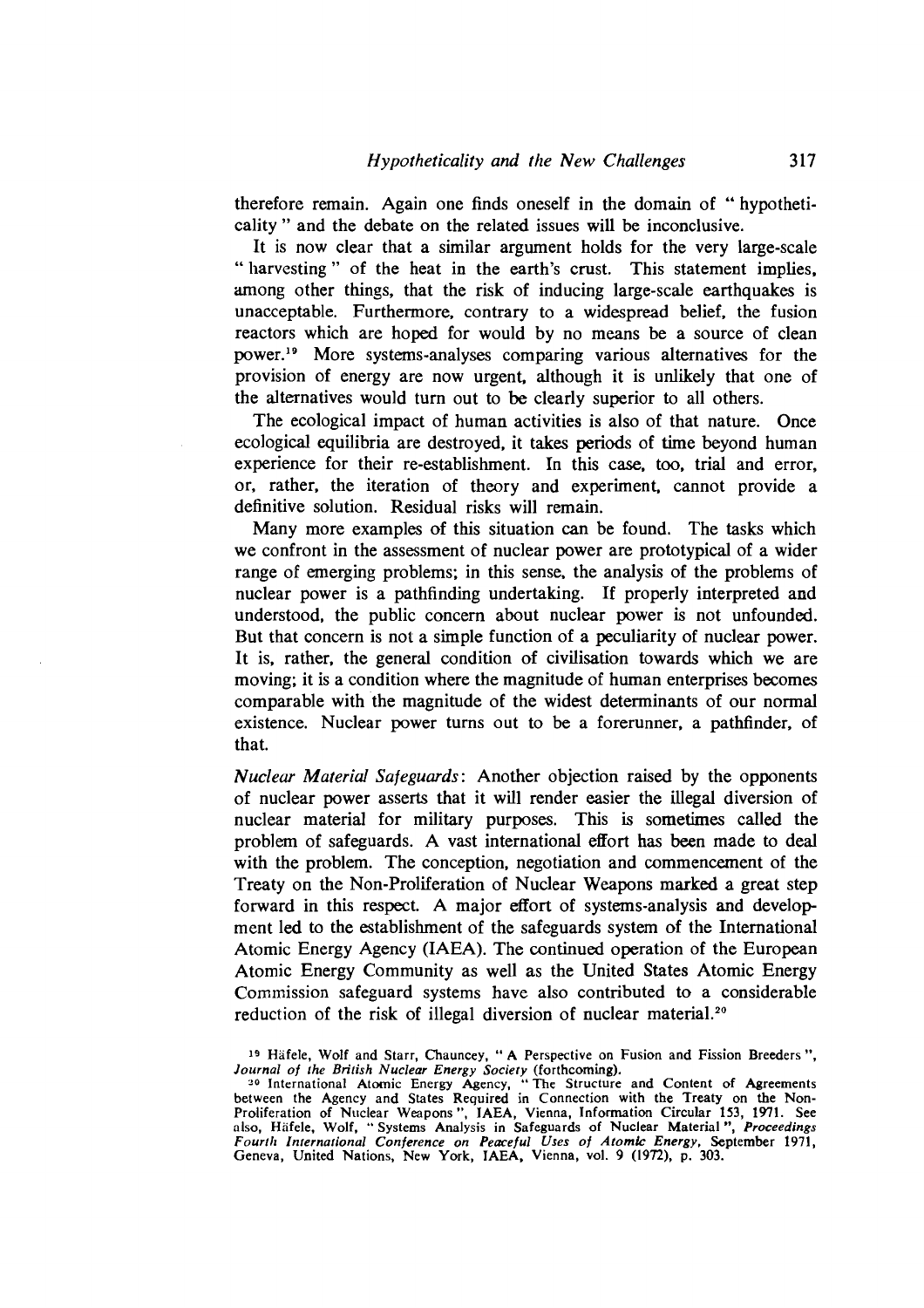therefore remain. Again one finds oneself in the domain of " hypotheticality " and the debate on the related issues will be inconclusive.

It is now clear that a similar argument holds for the very large-scale " harvesting " of the heat in the earth's crust. This statement implies, among other things, that the risk of inducing large-scale earthquakes is unacceptable. Furthermore, contrary to a widespread belief, the fusion reactors which are hoped for would by no means be a source of clean power.[19] More systems-analyses comparing various alternatives for the provision of energy are now urgent, although it is unlikely that one of the alternatives would turn out to be clearly superior to all others.

The ecological impact of human activities is also of that nature. Once ecological equilibria are destroyed, it takes periods of time beyond human experience for their re-establishment. In this case, too, trial and error, or, rather, the iteration of theory and experiment, cannot provide a definitive solution. Residual risks will remain.

Many more examples of this situation can be found. The tasks which we confront in the assessment of nuclear power are prototypical of a wider range of emerging problems; in this sense, the analysis of the problems of nuclear power is a pathfinding undertaking. If properly interpreted and understood, the public concern about nuclear power is not unfounded. But that concern is not a simple function of a peculiarity of nuclear power. It is, rather, the general condition of civilisation towards which we are moving; it is a condition where the magnitude of human enterprises becomes comparable with the magnitude of the widest determinants of our normal existence. Nuclear power turns out to be a forerunner, a pathfinder, of that.

*Nuclear Material Safeguards*: Another objection raised by the opponents of nuclear power asserts that it will render easier the illegal diversion of nuclear material for military purposes. This is sometimes called the problem of safeguards. A vast international effort has been made to deal with the problem. The conception, negotiation and commencement of the Treaty on the Non-Proliferation of Nuclear Weapons marked a great step forward in this respect. A major effort of systems-analysis and development led to the establishment of the safeguards system of the International Atomic Energy Agency (IAEA). The continued operation of the European Atomic Energy Community as well as the United States Atomic Energy Commission safeguard systems have also contributed to a considerable reduction of the risk of illegal diversion of nuclear material.[20]

[19] Häfele, Wolf and Starr, Chauncey, " A Perspective on Fusion and Fission Breeders ", *Journal of the British Nuclear Energy Society* (forthcoming).

[20] International Atomic Energy Agency, " The Structure and Content of Agreements between the Agency and States Required in Connection with the Treaty on the Non-Proliferation of Nuclear Weapons ", IAEA, Vienna, Information Circular 153, 1971. See also, Häfele, Wolf, " Systems Analysis in Safeguards of Nuclear Material ", *Proceedings Fourth International Conference on Peaceful Uses of Atomic Energy*, September 1971, Geneva, United Nations, New York, IAEA, Vienna, vol. 9 (1972), p. 303.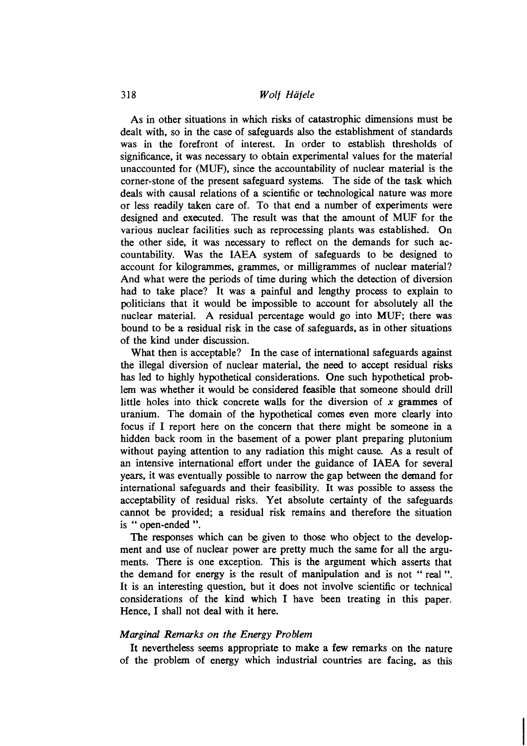As in other situations in which risks of catastrophic dimensions must be dealt with, so in the case of safeguards also the establishment of standards was in the forefront of interest. In order to establish thresholds of significance, it was necessary to obtain experimental values for the material unaccounted for (MUF), since the accountability of nuclear material is the corner-stone of the present safeguard systems. The side of the task which deals with causal relations of a scientific or technological nature was more or less readily taken care of. To that end a number of experiments were designed and executed. The result was that the amount of MUF for the various nuclear facilities such as reprocessing plants was established. On the other side, it was necessary to reflect on the demands for such accountability. Was the IAEA system of safeguards to be designed to account for kilogrammes, grammes, or milligrammes of nuclear material? And what were the periods of time during which the detection of diversion had to take place? It was a painful and lengthy process to explain to politicians that it would be impossible to account for absolutely all the nuclear material. A residual percentage would go into MUF; there was bound to be a residual risk in the case of safeguards, as in other situations of the kind under discussion.

What then is acceptable? In the case of international safeguards against the illegal diversion of nuclear material, the need to accept residual risks has led to highly hypothetical considerations. One such hypothetical problem was whether it would be considered feasible that someone should drill little holes into thick concrete walls for the diversion of $x$ grammes of uranium. The domain of the hypothetical comes even more clearly into focus if I report here on the concern that there might be someone in a hidden back room in the basement of a power plant preparing plutonium without paying attention to any radiation this might cause. As a result of an intensive international effort under the guidance of IAEA for several years, it was eventually possible to narrow the gap between the demand for international safeguards and their feasibility. It was possible to assess the acceptability of residual risks. Yet absolute certainty of the safeguards cannot be provided; a residual risk remains and therefore the situation is " open-ended ".

The responses which can be given to those who object to the development and use of nuclear power are pretty much the same for all the arguments. There is one exception. This is the argument which asserts that the demand for energy is the result of manipulation and is not " real ". It is an interesting question, but it does not involve scientific or technical considerations of the kind which I have been treating in this paper. Hence, I shall not deal with it here.

### *Marginal Remarks on the Energy Problem*

It nevertheless seems appropriate to make a few remarks on the nature of the problem of energy which industrial countries are facing, as this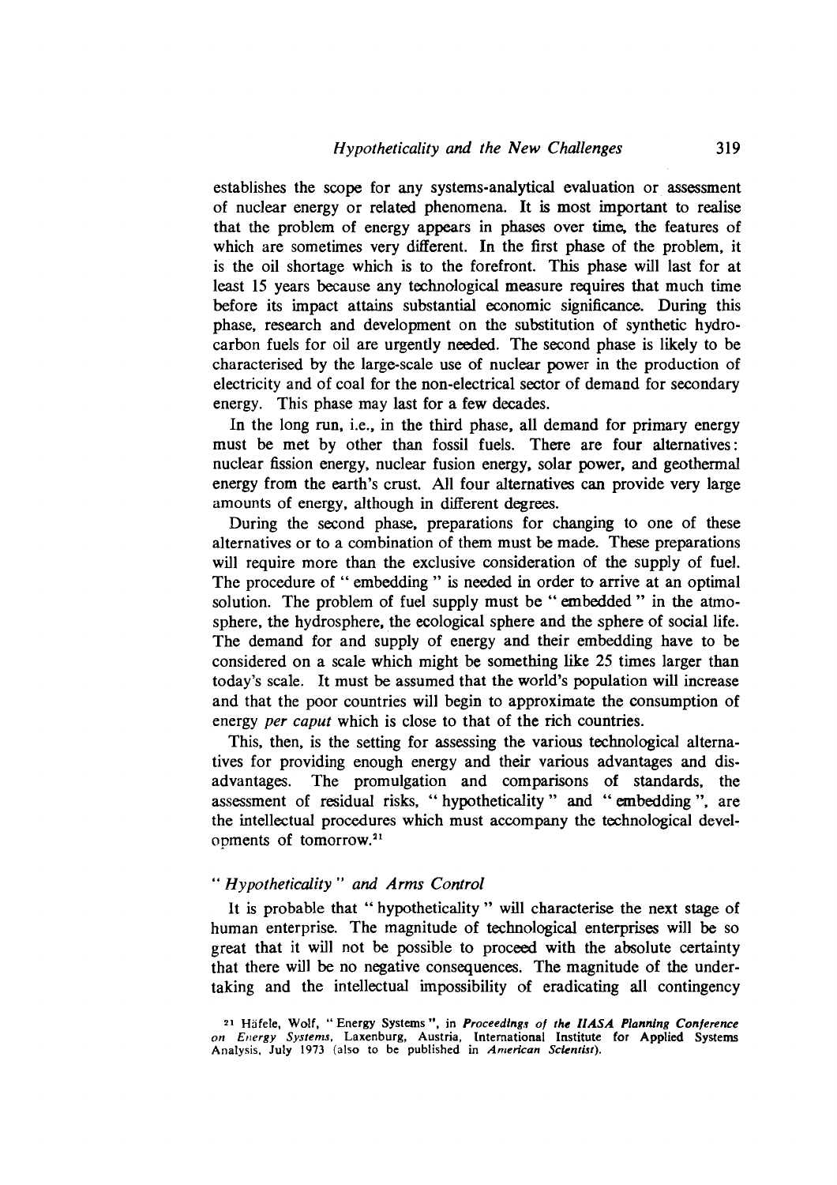establishes the scope for any systems-analytical evaluation or assessment of nuclear energy or related phenomena. It is most important to realise that the problem of energy appears in phases over time, the features of which are sometimes very different. In the first phase of the problem, it is the oil shortage which is to the forefront. This phase will last for at least 15 years because any technological measure requires that much time before its impact attains substantial economic significance. During this phase, research and development on the substitution of synthetic hydrocarbon fuels for oil are urgently needed. The second phase is likely to be characterised by the large-scale use of nuclear power in the production of electricity and of coal for the non-electrical sector of demand for secondary energy. This phase may last for a few decades.

In the long run, i.e., in the third phase, all demand for primary energy must be met by other than fossil fuels. There are four alternatives: nuclear fission energy, nuclear fusion energy, solar power, and geothermal energy from the earth's crust. All four alternatives can provide very large amounts of energy, although in different degrees.

During the second phase, preparations for changing to one of these alternatives or to a combination of them must be made. These preparations will require more than the exclusive consideration of the supply of fuel. The procedure of "embedding" is needed in order to arrive at an optimal solution. The problem of fuel supply must be "embedded" in the atmosphere, the hydrosphere, the ecological sphere and the sphere of social life. The demand for and supply of energy and their embedding have to be considered on a scale which might be something like 25 times larger than today's scale. It must be assumed that the world's population will increase and that the poor countries will begin to approximate the consumption of energy *per caput* which is close to that of the rich countries.

This, then, is the setting for assessing the various technological alternatives for providing enough energy and their various advantages and disadvantages. The promulgation and comparisons of standards, the assessment of residual risks, "hypotheticality" and "embedding", are the intellectual procedures which must accompany the technological developments of tomorrow.[21]

### *"Hypotheticality" and Arms Control*

It is probable that "hypotheticality" will characterise the next stage of human enterprise. The magnitude of technological enterprises will be so great that it will not be possible to proceed with the absolute certainty that there will be no negative consequences. The magnitude of the undertaking and the intellectual impossibility of eradicating all contingency

[21] Häfele, Wolf, "Energy Systems", in *Proceedings of the IIASA Planning Conference on Energy Systems*, Laxenburg, Austria, International Institute for Applied Systems Analysis, July 1973 (also to be published in *American Scientist*).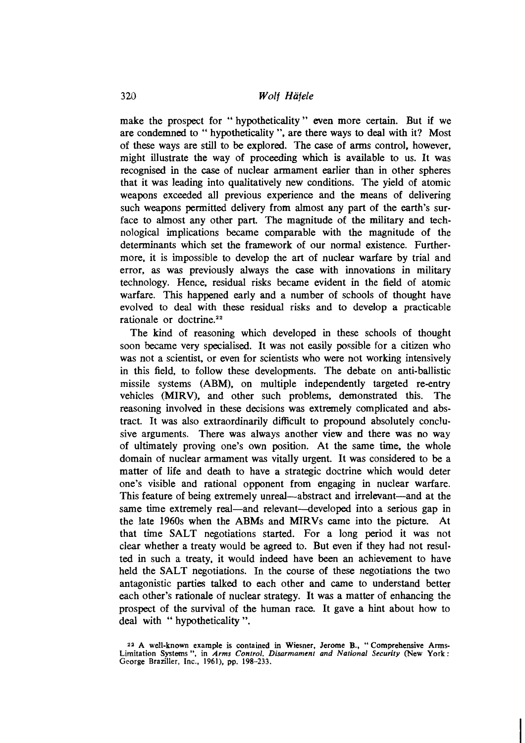make the prospect for "hypotheticality" even more certain. But if we are condemned to "hypotheticality", are there ways to deal with it? Most of these ways are still to be explored. The case of arms control, however, might illustrate the way of proceeding which is available to us. It was recognised in the case of nuclear armament earlier than in other spheres that it was leading into qualitatively new conditions. The yield of atomic weapons exceeded all previous experience and the means of delivering such weapons permitted delivery from almost any part of the earth's surface to almost any other part. The magnitude of the military and technological implications became comparable with the magnitude of the determinants which set the framework of our normal existence. Furthermore, it is impossible to develop the art of nuclear warfare by trial and error, as was previously always the case with innovations in military technology. Hence, residual risks became evident in the field of atomic warfare. This happened early and a number of schools of thought have evolved to deal with these residual risks and to develop a practicable rationale or doctrine.[22]

The kind of reasoning which developed in these schools of thought soon became very specialised. It was not easily possible for a citizen who was not a scientist, or even for scientists who were not working intensively in this field, to follow these developments. The debate on anti-ballistic missile systems (ABM), on multiple independently targeted re-entry vehicles (MIRV), and other such problems, demonstrated this. The reasoning involved in these decisions was extremely complicated and abstract. It was also extraordinarily difficult to propound absolutely conclusive arguments. There was always another view and there was no way of ultimately proving one's own position. At the same time, the whole domain of nuclear armament was vitally urgent. It was considered to be a matter of life and death to have a strategic doctrine which would deter one's visible and rational opponent from engaging in nuclear warfare. This feature of being extremely unreal—abstract and irrelevant—and at the same time extremely real—and relevant—developed into a serious gap in the late 1960s when the ABMs and MIRVs came into the picture. At that time SALT negotiations started. For a long period it was not clear whether a treaty would be agreed to. But even if they had not resulted in such a treaty, it would indeed have been an achievement to have held the SALT negotiations. In the course of these negotiations the two antagonistic parties talked to each other and came to understand better each other's rationale of nuclear strategy. It was a matter of enhancing the prospect of the survival of the human race. It gave a hint about how to deal with "hypotheticality".

[22] A well-known example is contained in Wiesner, Jerome B., "Comprehensive Arms-Limitation Systems", in *Arms Control, Disarmament and National Security* (New York: George Braziller, Inc., 1961), pp. 198–233.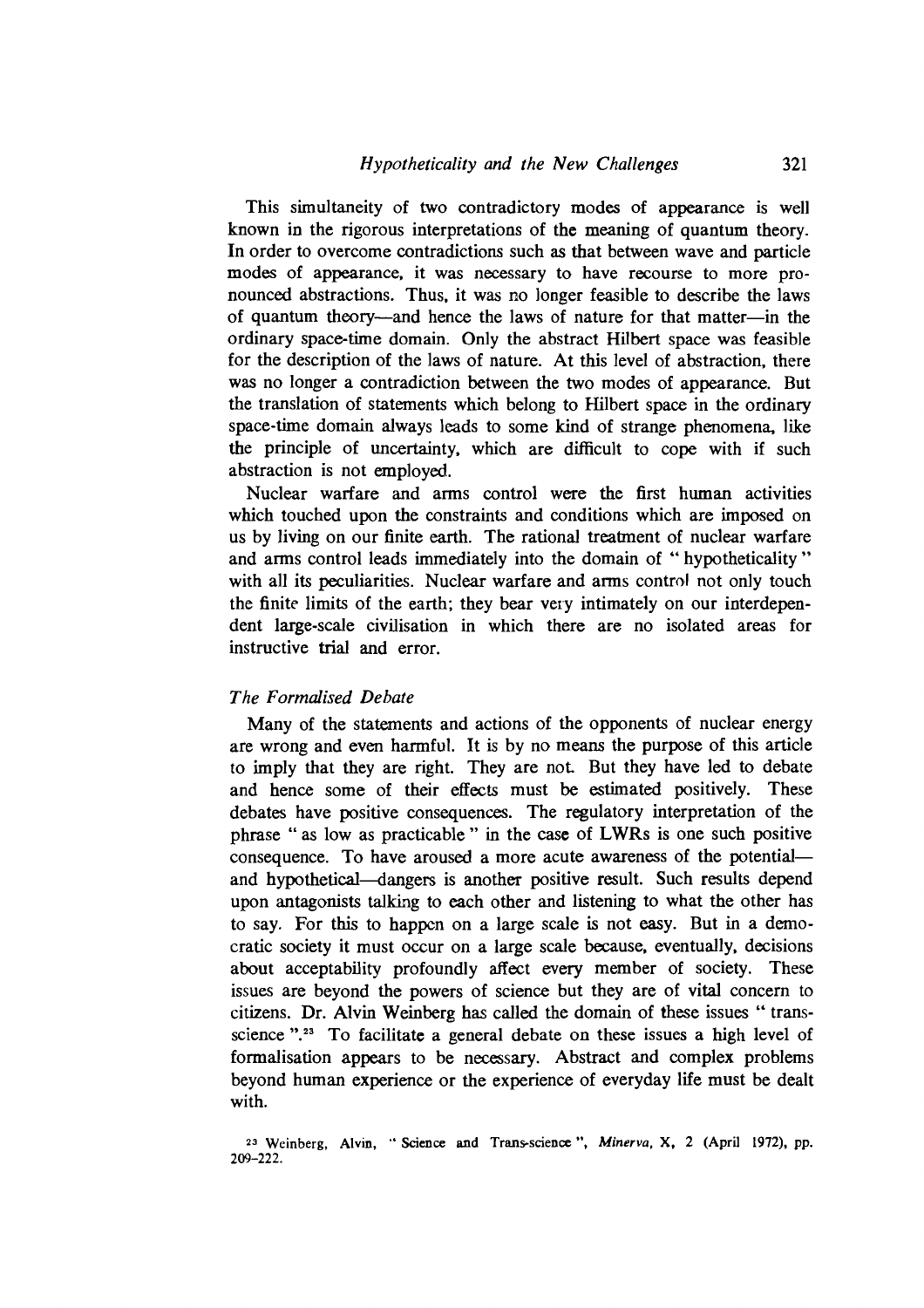This simultaneity of two contradictory modes of appearance is well known in the rigorous interpretations of the meaning of quantum theory. In order to overcome contradictions such as that between wave and particle modes of appearance, it was necessary to have recourse to more pronounced abstractions. Thus, it was no longer feasible to describe the laws of quantum theory—and hence the laws of nature for that matter—in the ordinary space-time domain. Only the abstract Hilbert space was feasible for the description of the laws of nature. At this level of abstraction, there was no longer a contradiction between the two modes of appearance. But the translation of statements which belong to Hilbert space in the ordinary space-time domain always leads to some kind of strange phenomena, like the principle of uncertainty, which are difficult to cope with if such abstraction is not employed.

Nuclear warfare and arms control were the first human activities which touched upon the constraints and conditions which are imposed on us by living on our finite earth. The rational treatment of nuclear warfare and arms control leads immediately into the domain of "hypotheticality" with all its peculiarities. Nuclear warfare and arms control not only touch the finite limits of the earth; they bear very intimately on our interdependent large-scale civilisation in which there are no isolated areas for instructive trial and error.

### *The Formalised Debate*

Many of the statements and actions of the opponents of nuclear energy are wrong and even harmful. It is by no means the purpose of this article to imply that they are right. They are not. But they have led to debate and hence some of their effects must be estimated positively. These debates have positive consequences. The regulatory interpretation of the phrase "as low as practicable" in the case of LWRs is one such positive consequence. To have aroused a more acute awareness of the potential—and hypothetical—dangers is another positive result. Such results depend upon antagonists talking to each other and listening to what the other has to say. For this to happen on a large scale is not easy. But in a democratic society it must occur on a large scale because, eventually, decisions about acceptability profoundly affect every member of society. These issues are beyond the powers of science but they are of vital concern to citizens. Dr. Alvin Weinberg has called the domain of these issues "trans-science".[23] To facilitate a general debate on these issues a high level of formalisation appears to be necessary. Abstract and complex problems beyond human experience or the experience of everyday life must be dealt with.

[23] Weinberg, Alvin, "Science and Trans-science", *Minerva*, X, 2 (April 1972), pp. 209–222.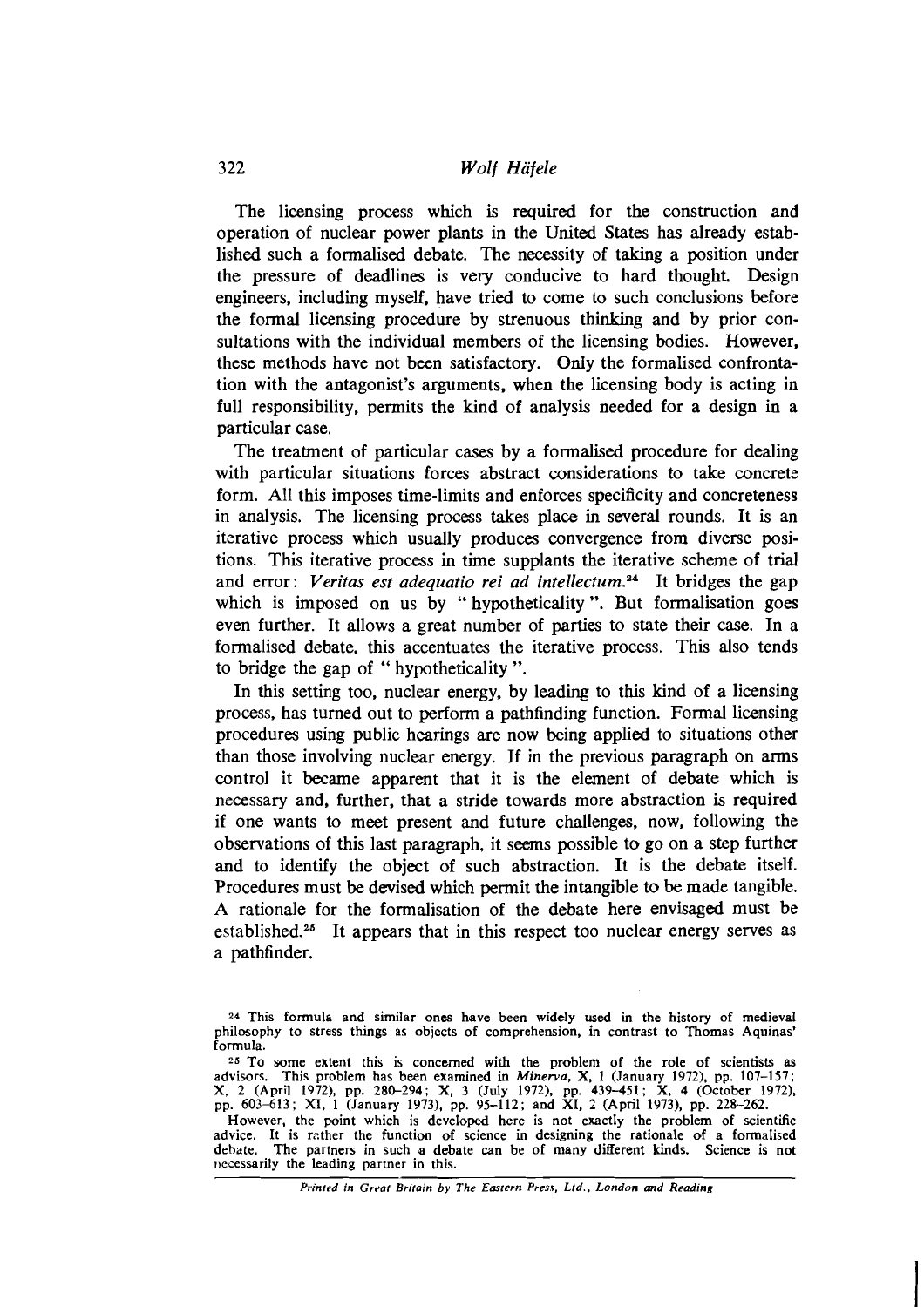The licensing process which is required for the construction and operation of nuclear power plants in the United States has already established such a formalised debate. The necessity of taking a position under the pressure of deadlines is very conducive to hard thought. Design engineers, including myself, have tried to come to such conclusions before the formal licensing procedure by strenuous thinking and by prior consultations with the individual members of the licensing bodies. However, these methods have not been satisfactory. Only the formalised confrontation with the antagonist's arguments, when the licensing body is acting in full responsibility, permits the kind of analysis needed for a design in a particular case.

The treatment of particular cases by a formalised procedure for dealing with particular situations forces abstract considerations to take concrete form. All this imposes time-limits and enforces specificity and concreteness in analysis. The licensing process takes place in several rounds. It is an iterative process which usually produces convergence from diverse positions. This iterative process in time supplants the iterative scheme of trial and error: *Veritas est adequatio rei ad intellectum.*[24] It bridges the gap which is imposed on us by " hypotheticality ". But formalisation goes even further. It allows a great number of parties to state their case. In a formalised debate, this accentuates the iterative process. This also tends to bridge the gap of " hypotheticality ".

In this setting too, nuclear energy, by leading to this kind of a licensing process, has turned out to perform a pathfinding function. Formal licensing procedures using public hearings are now being applied to situations other than those involving nuclear energy. If in the previous paragraph on arms control it became apparent that it is the element of debate which is necessary and, further, that a stride towards more abstraction is required if one wants to meet present and future challenges, now, following the observations of this last paragraph, it seems possible to go on a step further and to identify the object of such abstraction. It is the debate itself. Procedures must be devised which permit the intangible to be made tangible. A rationale for the formalisation of the debate here envisaged must be established.[25] It appears that in this respect too nuclear energy serves as a pathfinder.

[24] This formula and similar ones have been widely used in the history of medieval philosophy to stress things as objects of comprehension, in contrast to Thomas Aquinas' formula.

[25] To some extent this is concerned with the problem of the role of scientists as advisors. This problem has been examined in *Minerva*, X, 1 (January 1972), pp. 107–157; X, 2 (April 1972), pp. 280–294; X, 3 (July 1972), pp. 439–451; X, 4 (October 1972), pp. 603–613; XI, 1 (January 1973), pp. 95–112; and XI, 2 (April 1973), pp. 228–262.

However, the point which is developed here is not exactly the problem of scientific advice. It is rather the function of science in designing the rationale of a formalised debate. The partners in such a debate can be of many different kinds. Science is not necessarily the leading partner in this.

*Printed in Great Britain by The Eastern Press, Ltd., London and Reading*